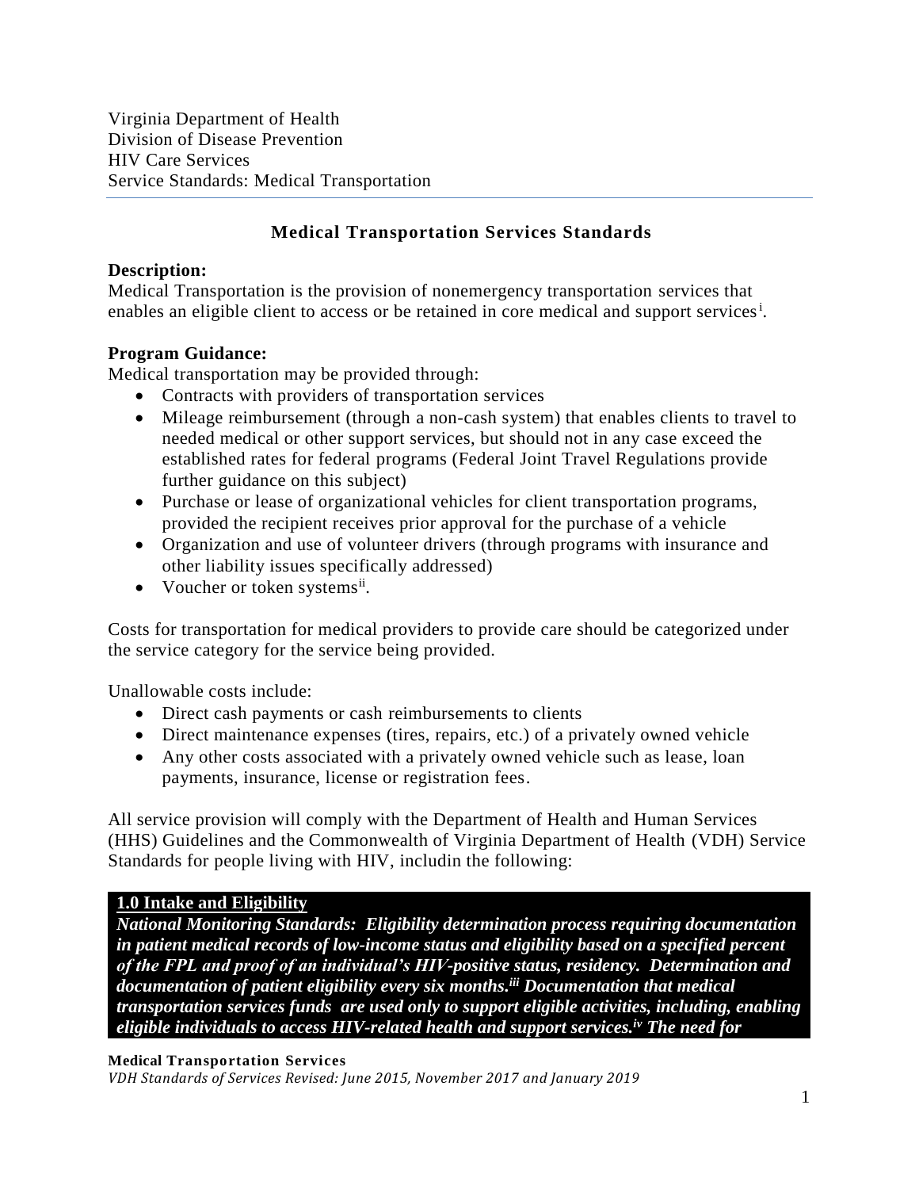Virginia Department of Health
Division of Disease Prevention
HIV Care Services
Service Standards: Medical Transportation

## Medical Transportation Services Standards

**Description:**
Medical Transportation is the provision of nonemergency transportation services that enables an eligible client to access or be retained in core medical and support services[i].

**Program Guidance:**
Medical transportation may be provided through:

- Contracts with providers of transportation services
- Mileage reimbursement (through a non-cash system) that enables clients to travel to needed medical or other support services, but should not in any case exceed the established rates for federal programs (Federal Joint Travel Regulations provide further guidance on this subject)
- Purchase or lease of organizational vehicles for client transportation programs, provided the recipient receives prior approval for the purchase of a vehicle
- Organization and use of volunteer drivers (through programs with insurance and other liability issues specifically addressed)
- Voucher or token systems[ii].

Costs for transportation for medical providers to provide care should be categorized under the service category for the service being provided.

Unallowable costs include:

- Direct cash payments or cash reimbursements to clients
- Direct maintenance expenses (tires, repairs, etc.) of a privately owned vehicle
- Any other costs associated with a privately owned vehicle such as lease, loan payments, insurance, license or registration fees.

All service provision will comply with the Department of Health and Human Services (HHS) Guidelines and the Commonwealth of Virginia Department of Health (VDH) Service Standards for people living with HIV, includin the following:

**1.0 Intake and Eligibility**

***National Monitoring Standards: Eligibility determination process requiring documentation in patient medical records of low-income status and eligibility based on a specified percent of the FPL and proof of an individual's HIV-positive status, residency. Determination and documentation of patient eligibility every six months.[iii] Documentation that medical transportation services funds are used only to support eligible activities, including, enabling eligible individuals to access HIV-related health and support services.[iv] The need for***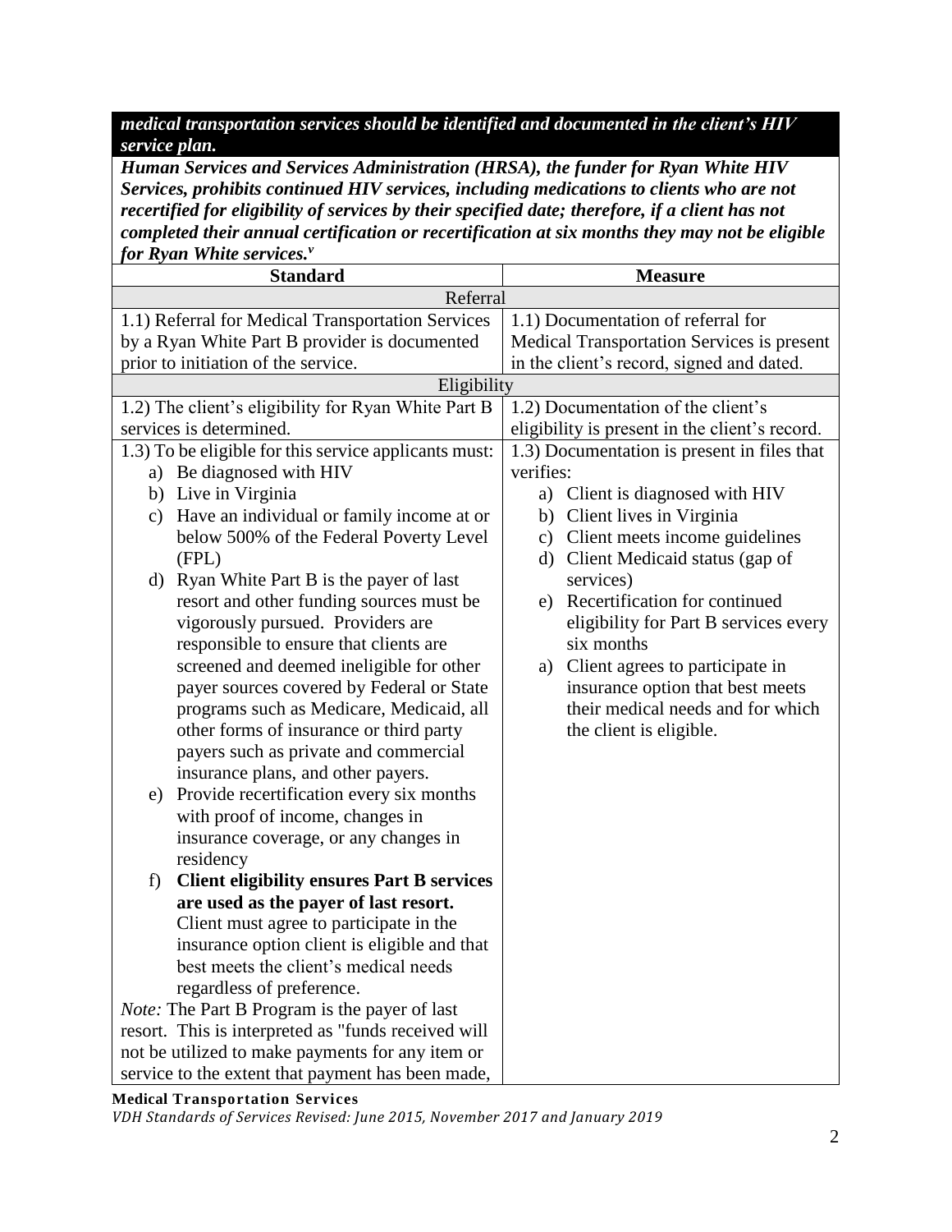***medical transportation services should be identified and documented in the client's HIV service plan.***

***Human Services and Services Administration (HRSA), the funder for Ryan White HIV Services, prohibits continued HIV services, including medications to clients who are not recertified for eligibility of services by their specified date; therefore, if a client has not completed their annual certification or recertification at six months they may not be eligible for Ryan White services.[v]***

| Standard | Measure |
|---|---|
| Referral | |
| 1.1) Referral for Medical Transportation Services by a Ryan White Part B provider is documented prior to initiation of the service. | 1.1) Documentation of referral for Medical Transportation Services is present in the client's record, signed and dated. |
| Eligibility | |
| 1.2) The client's eligibility for Ryan White Part B services is determined. | 1.2) Documentation of the client's eligibility is present in the client's record. |
| 1.3) To be eligible for this service applicants must:<br>a) Be diagnosed with HIV<br>b) Live in Virginia<br>c) Have an individual or family income at or below 500% of the Federal Poverty Level (FPL)<br>d) Ryan White Part B is the payer of last resort and other funding sources must be vigorously pursued. Providers are responsible to ensure that clients are screened and deemed ineligible for other payer sources covered by Federal or State programs such as Medicare, Medicaid, all other forms of insurance or third party payers such as private and commercial insurance plans, and other payers.<br>e) Provide recertification every six months with proof of income, changes in insurance coverage, or any changes in residency<br>f) **Client eligibility ensures Part B services are used as the payer of last resort.** Client must agree to participate in the insurance option client is eligible and that best meets the client's medical needs regardless of preference.<br>*Note:* The Part B Program is the payer of last resort. This is interpreted as "funds received will not be utilized to make payments for any item or service to the extent that payment has been made, | 1.3) Documentation is present in files that verifies:<br>a) Client is diagnosed with HIV<br>b) Client lives in Virginia<br>c) Client meets income guidelines<br>d) Client Medicaid status (gap of services)<br>e) Recertification for continued eligibility for Part B services every six months<br>a) Client agrees to participate in insurance option that best meets their medical needs and for which the client is eligible. |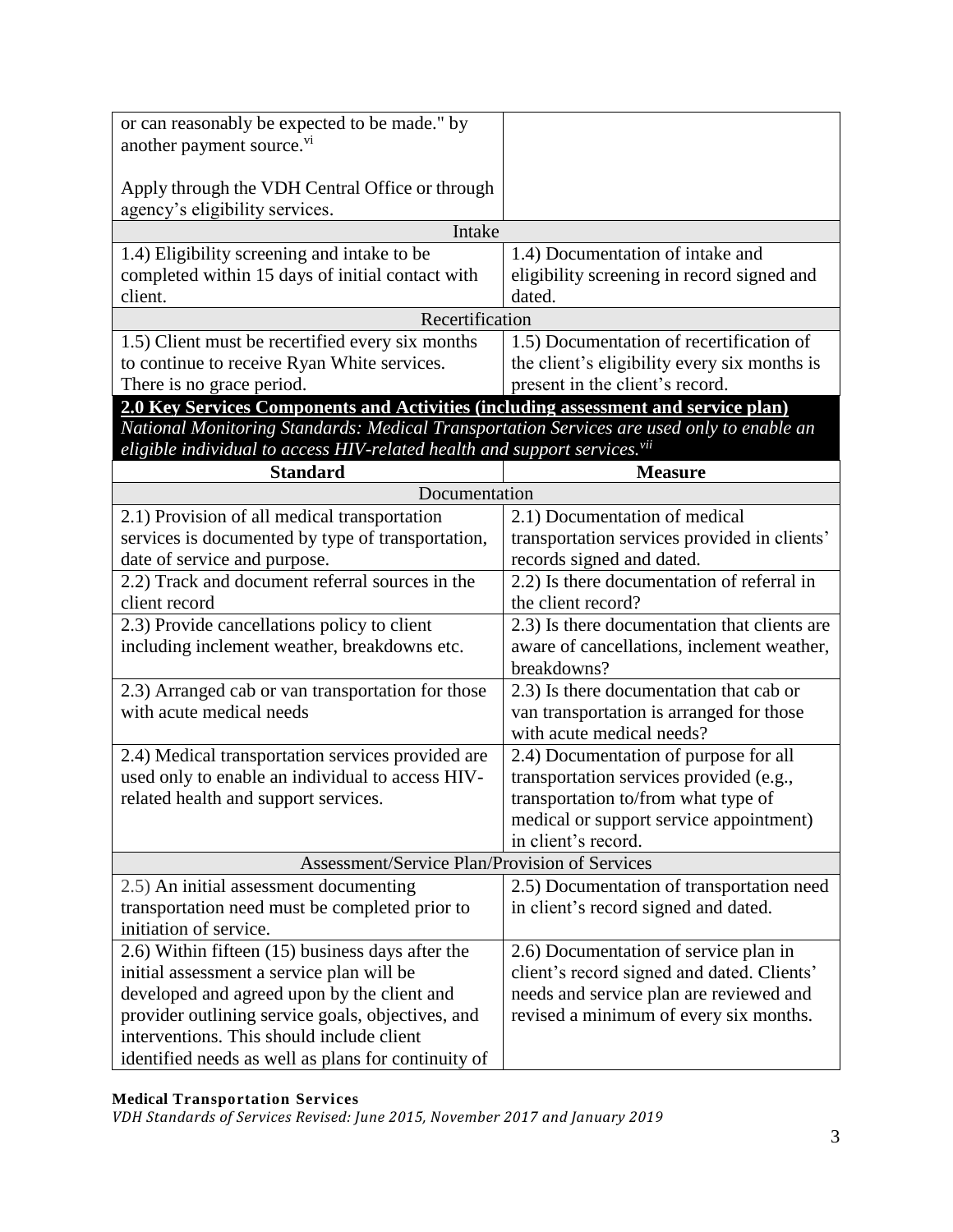| | |
|---|---|
| or can reasonably be expected to be made." by another payment source.[vi]<br><br>Apply through the VDH Central Office or through agency's eligibility services. | |
| **Intake** | |
| 1.4) Eligibility screening and intake to be completed within 15 days of initial contact with client. | 1.4) Documentation of intake and eligibility screening in record signed and dated. |
| **Recertification** | |
| 1.5) Client must be recertified every six months to continue to receive Ryan White services. There is no grace period. | 1.5) Documentation of recertification of the client's eligibility every six months is present in the client's record. |

**2.0 Key Services Components and Activities (including assessment and service plan)**

*National Monitoring Standards: Medical Transportation Services are used only to enable an eligible individual to access HIV-related health and support services.[vii]*

| Standard | Measure |
|---|---|
| **Documentation** | |
| 2.1) Provision of all medical transportation services is documented by type of transportation, date of service and purpose. | 2.1) Documentation of medical transportation services provided in clients' records signed and dated. |
| 2.2) Track and document referral sources in the client record | 2.2) Is there documentation of referral in the client record? |
| 2.3) Provide cancellations policy to client including inclement weather, breakdowns etc. | 2.3) Is there documentation that clients are aware of cancellations, inclement weather, breakdowns? |
| 2.3) Arranged cab or van transportation for those with acute medical needs | 2.3) Is there documentation that cab or van transportation is arranged for those with acute medical needs? |
| 2.4) Medical transportation services provided are used only to enable an individual to access HIV-related health and support services. | 2.4) Documentation of purpose for all transportation services provided (e.g., transportation to/from what type of medical or support service appointment) in client's record. |
| **Assessment/Service Plan/Provision of Services** | |
| 2.5) An initial assessment documenting transportation need must be completed prior to initiation of service. | 2.5) Documentation of transportation need in client's record signed and dated. |
| 2.6) Within fifteen (15) business days after the initial assessment a service plan will be developed and agreed upon by the client and provider outlining service goals, objectives, and interventions. This should include client identified needs as well as plans for continuity of | 2.6) Documentation of service plan in client's record signed and dated. Clients' needs and service plan are reviewed and revised a minimum of every six months. |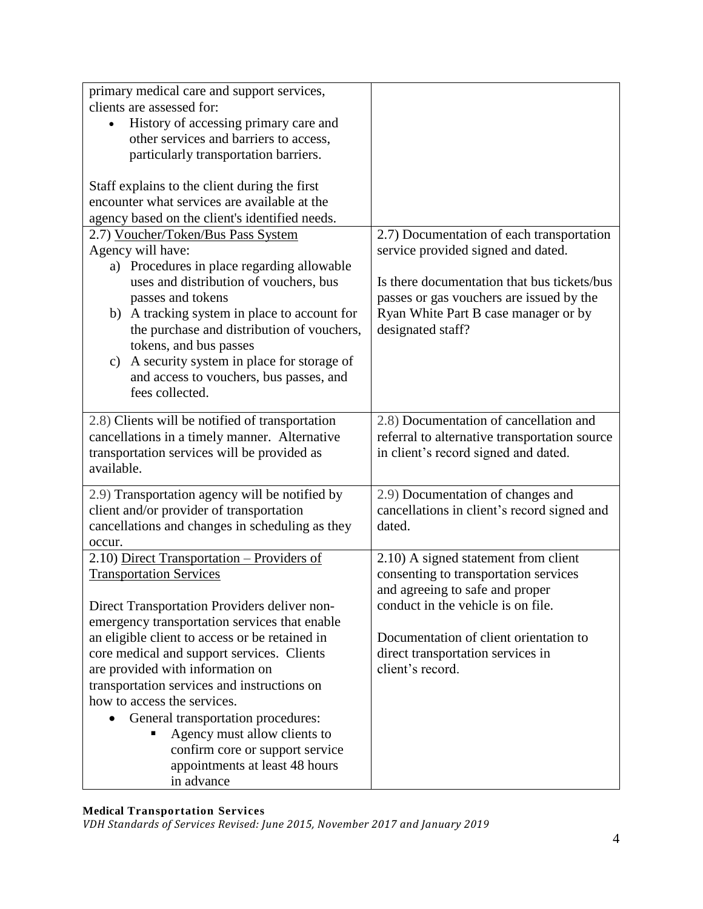| | |
|---|---|
| primary medical care and support services, clients are assessed for:<br>• History of accessing primary care and other services and barriers to access, particularly transportation barriers.<br><br>Staff explains to the client during the first encounter what services are available at the agency based on the client's identified needs. | |
| 2.7) Voucher/Token/Bus Pass System<br>Agency will have:<br>a) Procedures in place regarding allowable uses and distribution of vouchers, bus passes and tokens<br>b) A tracking system in place to account for the purchase and distribution of vouchers, tokens, and bus passes<br>c) A security system in place for storage of and access to vouchers, bus passes, and fees collected. | 2.7) Documentation of each transportation service provided signed and dated.<br><br>Is there documentation that bus tickets/bus passes or gas vouchers are issued by the Ryan White Part B case manager or by designated staff? |
| 2.8) Clients will be notified of transportation cancellations in a timely manner. Alternative transportation services will be provided as available. | 2.8) Documentation of cancellation and referral to alternative transportation source in client's record signed and dated. |
| 2.9) Transportation agency will be notified by client and/or provider of transportation cancellations and changes in scheduling as they occur. | 2.9) Documentation of changes and cancellations in client's record signed and dated. |
| 2.10) Direct Transportation – Providers of Transportation Services<br><br>Direct Transportation Providers deliver non-emergency transportation services that enable an eligible client to access or be retained in core medical and support services. Clients are provided with information on transportation services and instructions on how to access the services.<br>• General transportation procedures:<br>  ▪ Agency must allow clients to confirm core or support service appointments at least 48 hours in advance | 2.10) A signed statement from client consenting to transportation services and agreeing to safe and proper conduct in the vehicle is on file.<br><br>Documentation of client orientation to direct transportation services in client's record. |

**Medical Transportation Services**
*VDH Standards of Services Revised: June 2015, November 2017 and January 2019*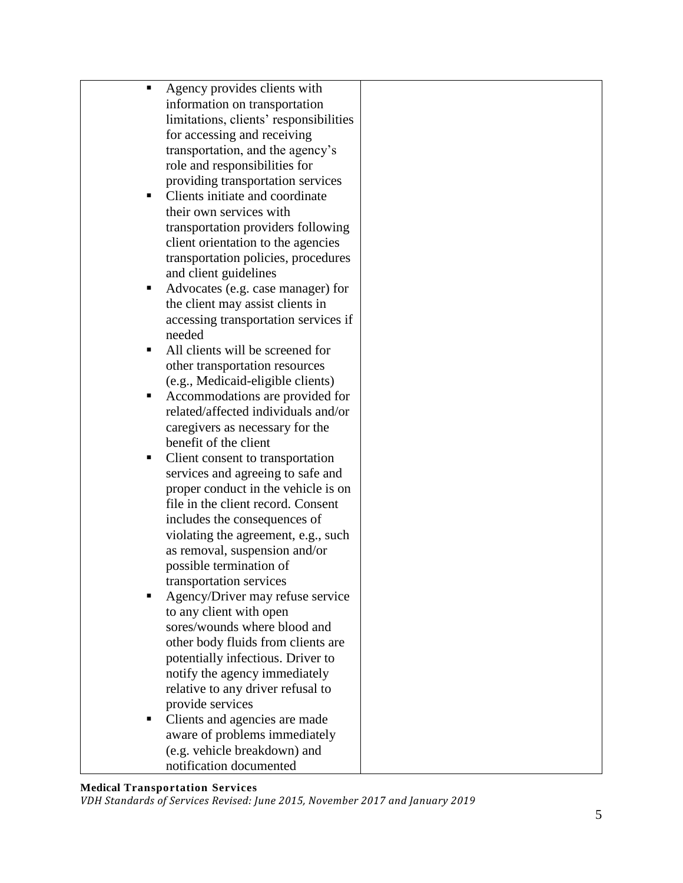| | |
|---|---|
| ▪ Agency provides clients with information on transportation limitations, clients' responsibilities for accessing and receiving transportation, and the agency's role and responsibilities for providing transportation services<br>▪ Clients initiate and coordinate their own services with transportation providers following client orientation to the agencies transportation policies, procedures and client guidelines<br>▪ Advocates (e.g. case manager) for the client may assist clients in accessing transportation services if needed<br>▪ All clients will be screened for other transportation resources (e.g., Medicaid-eligible clients)<br>▪ Accommodations are provided for related/affected individuals and/or caregivers as necessary for the benefit of the client<br>▪ Client consent to transportation services and agreeing to safe and proper conduct in the vehicle is on file in the client record. Consent includes the consequences of violating the agreement, e.g., such as removal, suspension and/or possible termination of transportation services<br>▪ Agency/Driver may refuse service to any client with open sores/wounds where blood and other body fluids from clients are potentially infectious. Driver to notify the agency immediately relative to any driver refusal to provide services<br>▪ Clients and agencies are made aware of problems immediately (e.g. vehicle breakdown) and notification documented | |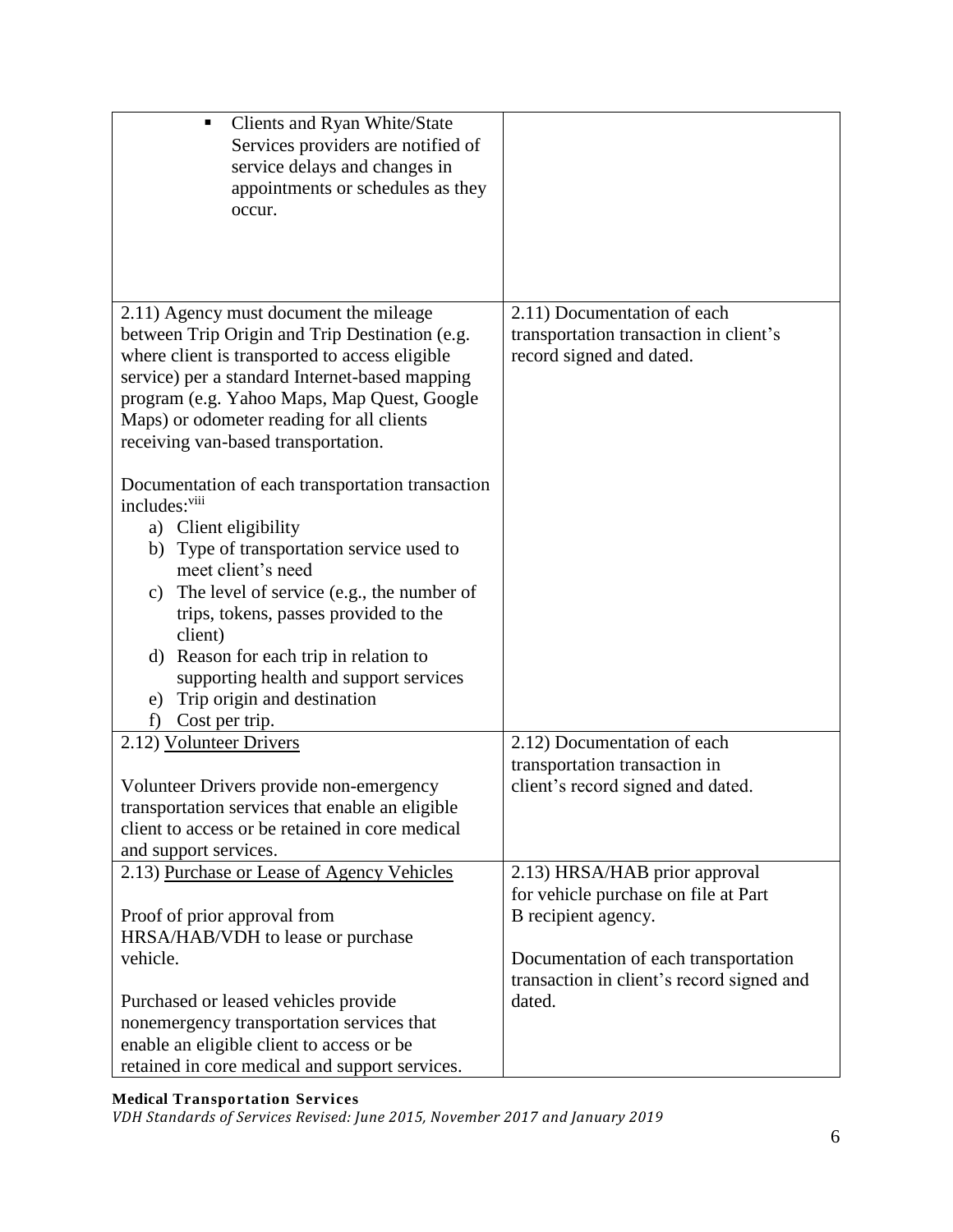| | |
|---|---|
| ▪ Clients and Ryan White/State Services providers are notified of service delays and changes in appointments or schedules as they occur. | |
| 2.11) Agency must document the mileage between Trip Origin and Trip Destination (e.g. where client is transported to access eligible service) per a standard Internet-based mapping program (e.g. Yahoo Maps, Map Quest, Google Maps) or odometer reading for all clients receiving van-based transportation.<br><br>Documentation of each transportation transaction includes:[viii]<br>a) Client eligibility<br>b) Type of transportation service used to meet client's need<br>c) The level of service (e.g., the number of trips, tokens, passes provided to the client)<br>d) Reason for each trip in relation to supporting health and support services<br>e) Trip origin and destination<br>f) Cost per trip. | 2.11) Documentation of each transportation transaction in client's record signed and dated. |
| 2.12) <u>Volunteer Drivers</u><br><br>Volunteer Drivers provide non-emergency transportation services that enable an eligible client to access or be retained in core medical and support services. | 2.12) Documentation of each transportation transaction in client's record signed and dated. |
| 2.13) <u>Purchase or Lease of Agency Vehicles</u><br><br>Proof of prior approval from HRSA/HAB/VDH to lease or purchase vehicle.<br><br>Purchased or leased vehicles provide nonemergency transportation services that enable an eligible client to access or be retained in core medical and support services. | 2.13) HRSA/HAB prior approval for vehicle purchase on file at Part B recipient agency.<br><br>Documentation of each transportation transaction in client's record signed and dated. |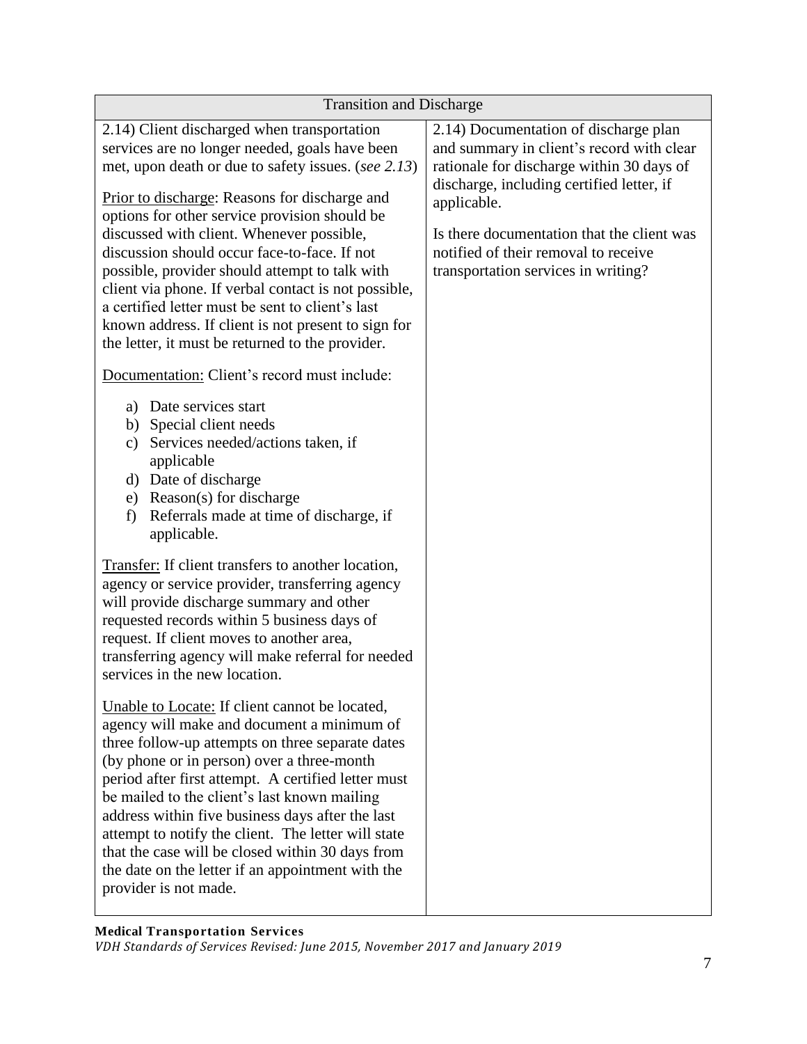| Transition and Discharge | |
|---|---|
| 2.14) Client discharged when transportation services are no longer needed, goals have been met, upon death or due to safety issues. (*see 2.13*)<br><br><u>Prior to discharge</u>: Reasons for discharge and options for other service provision should be discussed with client. Whenever possible, discussion should occur face-to-face. If not possible, provider should attempt to talk with client via phone. If verbal contact is not possible, a certified letter must be sent to client's last known address. If client is not present to sign for the letter, it must be returned to the provider.<br><br><u>Documentation:</u> Client's record must include:<br><br>a) Date services start<br>b) Special client needs<br>c) Services needed/actions taken, if applicable<br>d) Date of discharge<br>e) Reason(s) for discharge<br>f) Referrals made at time of discharge, if applicable.<br><br><u>Transfer:</u> If client transfers to another location, agency or service provider, transferring agency will provide discharge summary and other requested records within 5 business days of request. If client moves to another area, transferring agency will make referral for needed services in the new location.<br><br><u>Unable to Locate:</u> If client cannot be located, agency will make and document a minimum of three follow-up attempts on three separate dates (by phone or in person) over a three-month period after first attempt. A certified letter must be mailed to the client's last known mailing address within five business days after the last attempt to notify the client. The letter will state that the case will be closed within 30 days from the date on the letter if an appointment with the provider is not made. | 2.14) Documentation of discharge plan and summary in client's record with clear rationale for discharge within 30 days of discharge, including certified letter, if applicable.<br><br>Is there documentation that the client was notified of their removal to receive transportation services in writing? |

**Medical Transportation Services**
*VDH Standards of Services Revised: June 2015, November 2017 and January 2019*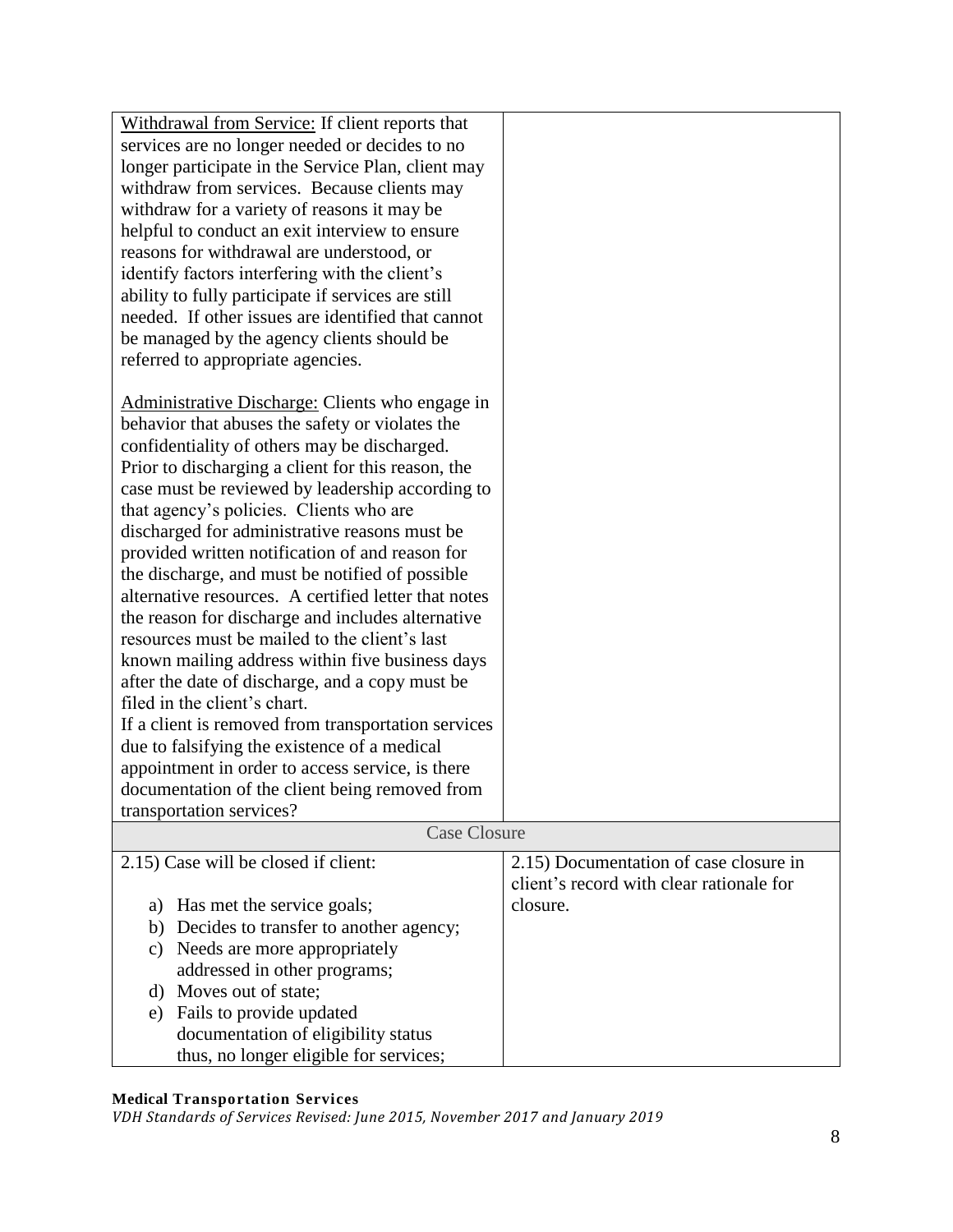| | |
|---|---|
| <u>Withdrawal from Service:</u> If client reports that services are no longer needed or decides to no longer participate in the Service Plan, client may withdraw from services. Because clients may withdraw for a variety of reasons it may be helpful to conduct an exit interview to ensure reasons for withdrawal are understood, or identify factors interfering with the client's ability to fully participate if services are still needed. If other issues are identified that cannot be managed by the agency clients should be referred to appropriate agencies.<br><br><u>Administrative Discharge:</u> Clients who engage in behavior that abuses the safety or violates the confidentiality of others may be discharged. Prior to discharging a client for this reason, the case must be reviewed by leadership according to that agency's policies. Clients who are discharged for administrative reasons must be provided written notification of and reason for the discharge, and must be notified of possible alternative resources. A certified letter that notes the reason for discharge and includes alternative resources must be mailed to the client's last known mailing address within five business days after the date of discharge, and a copy must be filed in the client's chart.<br>If a client is removed from transportation services due to falsifying the existence of a medical appointment in order to access service, is there documentation of the client being removed from transportation services? | |
| **Case Closure** | |
| 2.15) Case will be closed if client:<br><br>a) Has met the service goals;<br>b) Decides to transfer to another agency;<br>c) Needs are more appropriately addressed in other programs;<br>d) Moves out of state;<br>e) Fails to provide updated documentation of eligibility status thus, no longer eligible for services; | 2.15) Documentation of case closure in client's record with clear rationale for closure. |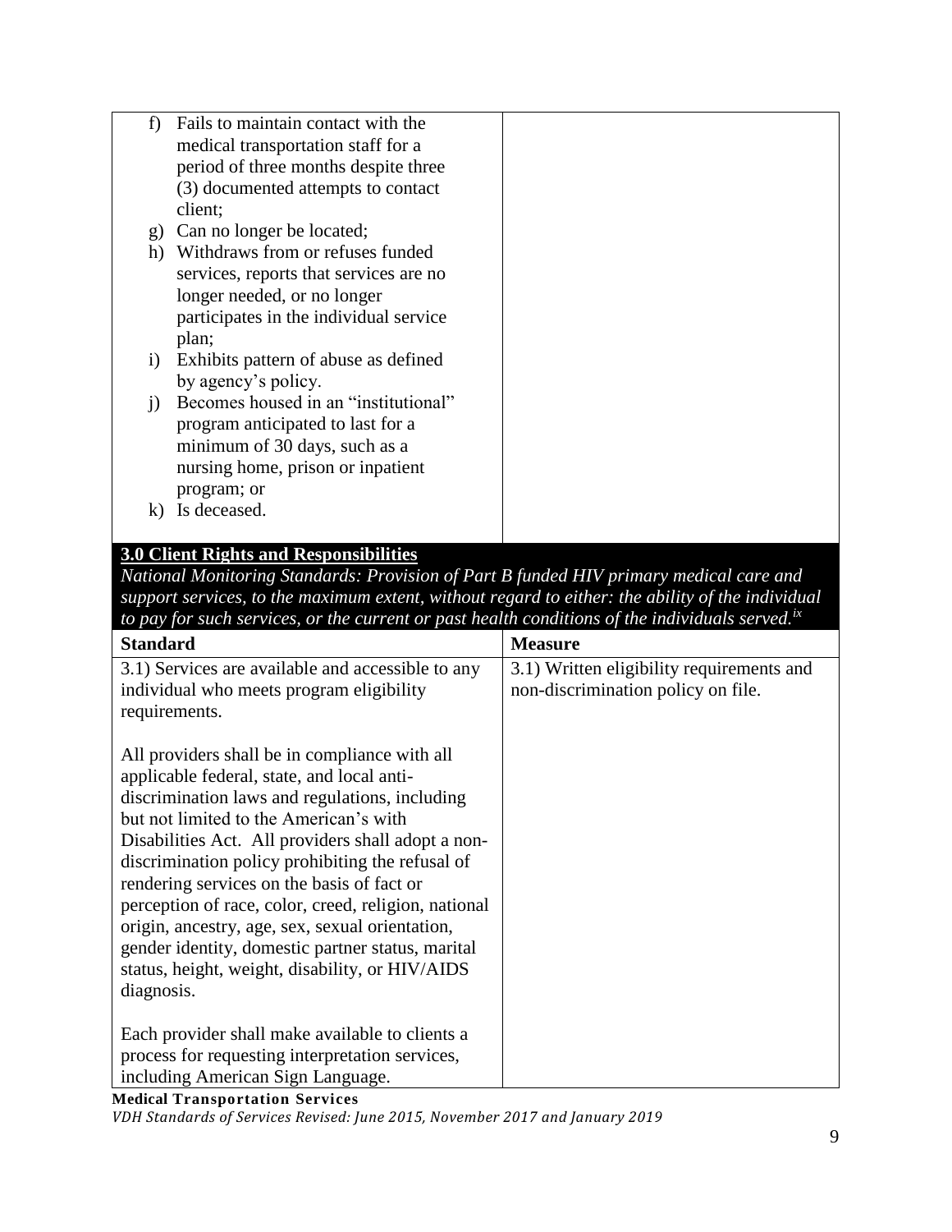| | |
|---|---|
| f) Fails to maintain contact with the medical transportation staff for a period of three months despite three (3) documented attempts to contact client;<br>g) Can no longer be located;<br>h) Withdraws from or refuses funded services, reports that services are no longer needed, or no longer participates in the individual service plan;<br>i) Exhibits pattern of abuse as defined by agency's policy.<br>j) Becomes housed in an "institutional" program anticipated to last for a minimum of 30 days, such as a nursing home, prison or inpatient program; or<br>k) Is deceased. | |

**3.0 Client Rights and Responsibilities**

*National Monitoring Standards: Provision of Part B funded HIV primary medical care and support services, to the maximum extent, without regard to either: the ability of the individual to pay for such services, or the current or past health conditions of the individuals served.*[ix]

| Standard | Measure |
|---|---|
| 3.1) Services are available and accessible to any individual who meets program eligibility requirements.<br><br>All providers shall be in compliance with all applicable federal, state, and local anti-discrimination laws and regulations, including but not limited to the American's with Disabilities Act. All providers shall adopt a non-discrimination policy prohibiting the refusal of rendering services on the basis of fact or perception of race, color, creed, religion, national origin, ancestry, age, sex, sexual orientation, gender identity, domestic partner status, marital status, height, weight, disability, or HIV/AIDS diagnosis.<br><br>Each provider shall make available to clients a process for requesting interpretation services, including American Sign Language. | 3.1) Written eligibility requirements and non-discrimination policy on file. |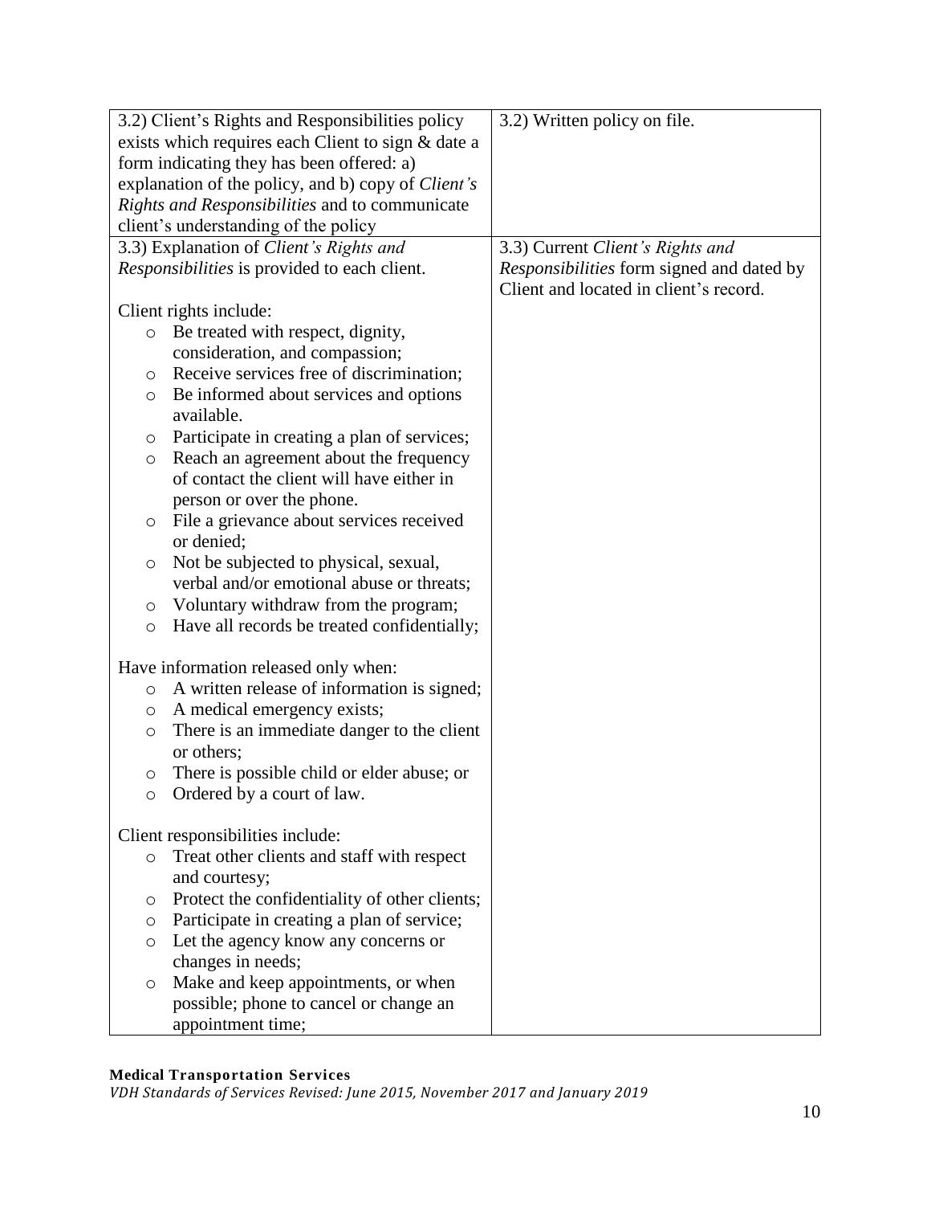| | |
|---|---|
| 3.2) Client's Rights and Responsibilities policy exists which requires each Client to sign & date a form indicating they has been offered: a) explanation of the policy, and b) copy of *Client's Rights and Responsibilities* and to communicate client's understanding of the policy | 3.2) Written policy on file. |
| 3.3) Explanation of *Client's Rights and Responsibilities* is provided to each client.<br><br>Client rights include:<br>○ Be treated with respect, dignity, consideration, and compassion;<br>○ Receive services free of discrimination;<br>○ Be informed about services and options available.<br>○ Participate in creating a plan of services;<br>○ Reach an agreement about the frequency of contact the client will have either in person or over the phone.<br>○ File a grievance about services received or denied;<br>○ Not be subjected to physical, sexual, verbal and/or emotional abuse or threats;<br>○ Voluntary withdraw from the program;<br>○ Have all records be treated confidentially;<br><br>Have information released only when:<br>○ A written release of information is signed;<br>○ A medical emergency exists;<br>○ There is an immediate danger to the client or others;<br>○ There is possible child or elder abuse; or<br>○ Ordered by a court of law.<br><br>Client responsibilities include:<br>○ Treat other clients and staff with respect and courtesy;<br>○ Protect the confidentiality of other clients;<br>○ Participate in creating a plan of service;<br>○ Let the agency know any concerns or changes in needs;<br>○ Make and keep appointments, or when possible; phone to cancel or change an appointment time; | 3.3) Current *Client's Rights and Responsibilities* form signed and dated by Client and located in client's record. |

**Medical Transportation Services**
*VDH Standards of Services Revised: June 2015, November 2017 and January 2019*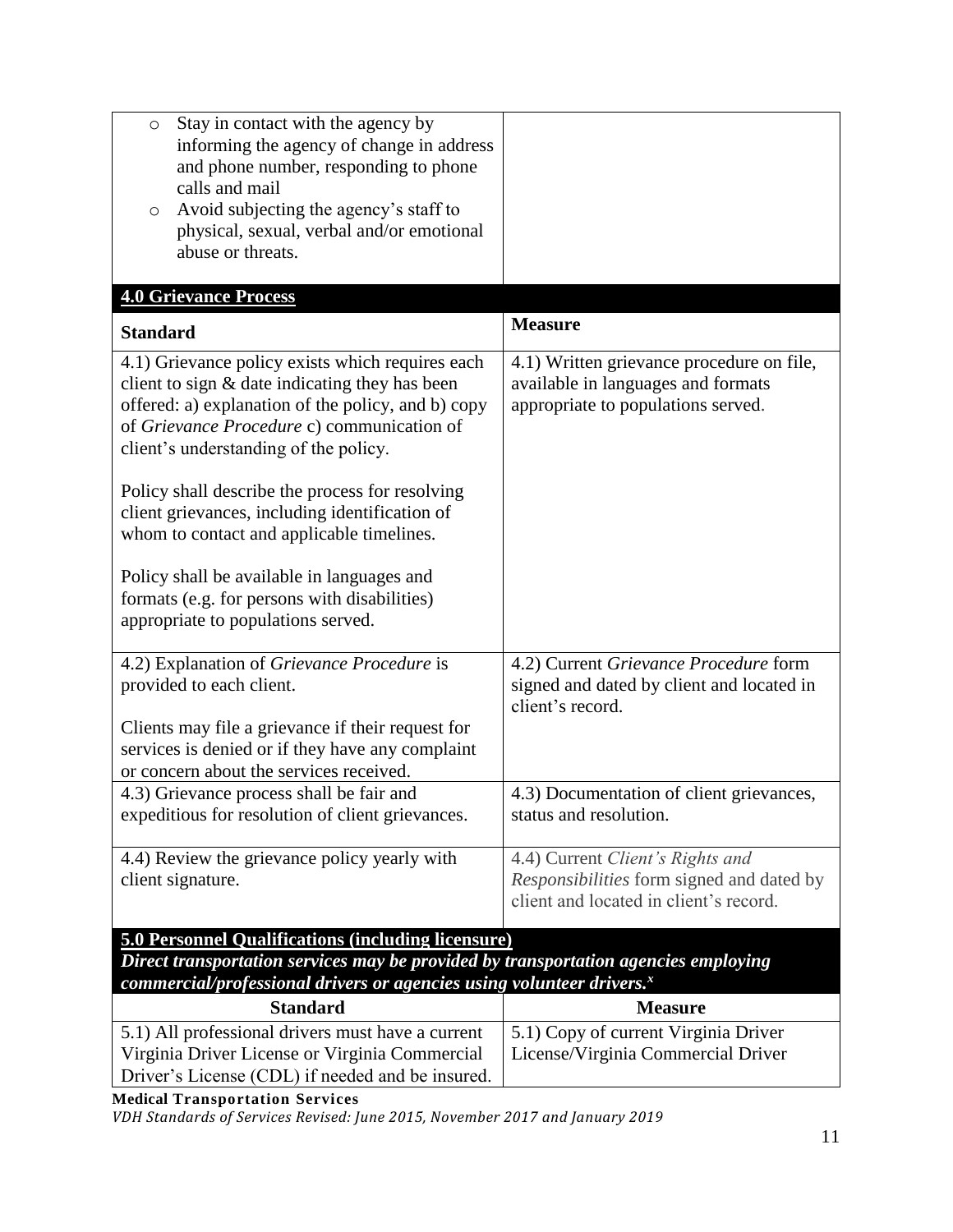| | |
|---|---|
| ○ Stay in contact with the agency by informing the agency of change in address and phone number, responding to phone calls and mail<br>○ Avoid subjecting the agency's staff to physical, sexual, verbal and/or emotional abuse or threats. | |

**4.0 Grievance Process**

| Standard | Measure |
|---|---|
| 4.1) Grievance policy exists which requires each client to sign & date indicating they has been offered: a) explanation of the policy, and b) copy of *Grievance Procedure* c) communication of client's understanding of the policy.<br><br>Policy shall describe the process for resolving client grievances, including identification of whom to contact and applicable timelines.<br><br>Policy shall be available in languages and formats (e.g. for persons with disabilities) appropriate to populations served. | 4.1) Written grievance procedure on file, available in languages and formats appropriate to populations served. |
| 4.2) Explanation of *Grievance Procedure* is provided to each client.<br><br>Clients may file a grievance if their request for services is denied or if they have any complaint or concern about the services received. | 4.2) Current *Grievance Procedure* form signed and dated by client and located in client's record. |
| 4.3) Grievance process shall be fair and expeditious for resolution of client grievances. | 4.3) Documentation of client grievances, status and resolution. |
| 4.4) Review the grievance policy yearly with client signature. | 4.4) Current *Client's Rights and Responsibilities* form signed and dated by client and located in client's record. |

**5.0 Personnel Qualifications (including licensure)**

***Direct transportation services may be provided by transportation agencies employing commercial/professional drivers or agencies using volunteer drivers.[x]***

| Standard | Measure |
|---|---|
| 5.1) All professional drivers must have a current Virginia Driver License or Virginia Commercial Driver's License (CDL) if needed and be insured. | 5.1) Copy of current Virginia Driver License/Virginia Commercial Driver |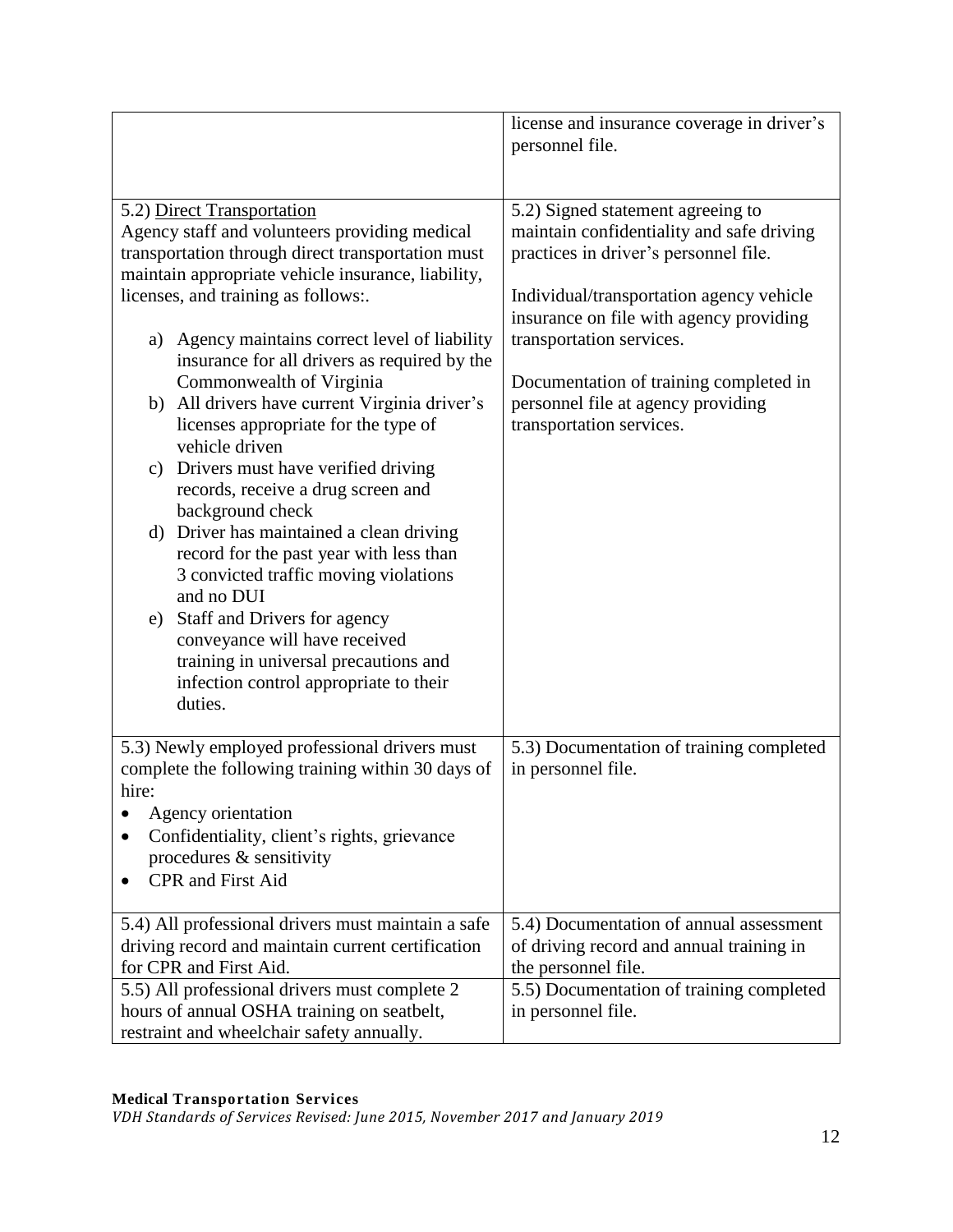| | |
|---|---|
| | license and insurance coverage in driver's personnel file. |
| 5.2) <u>Direct Transportation</u><br>Agency staff and volunteers providing medical transportation through direct transportation must maintain appropriate vehicle insurance, liability, licenses, and training as follows:.<br><br>a) Agency maintains correct level of liability insurance for all drivers as required by the Commonwealth of Virginia<br>b) All drivers have current Virginia driver's licenses appropriate for the type of vehicle driven<br>c) Drivers must have verified driving records, receive a drug screen and background check<br>d) Driver has maintained a clean driving record for the past year with less than 3 convicted traffic moving violations and no DUI<br>e) Staff and Drivers for agency conveyance will have received training in universal precautions and infection control appropriate to their duties. | 5.2) Signed statement agreeing to maintain confidentiality and safe driving practices in driver's personnel file.<br><br>Individual/transportation agency vehicle insurance on file with agency providing transportation services.<br><br>Documentation of training completed in personnel file at agency providing transportation services. |
| 5.3) Newly employed professional drivers must complete the following training within 30 days of hire:<br>• Agency orientation<br>• Confidentiality, client's rights, grievance procedures & sensitivity<br>• CPR and First Aid | 5.3) Documentation of training completed in personnel file. |
| 5.4) All professional drivers must maintain a safe driving record and maintain current certification for CPR and First Aid. | 5.4) Documentation of annual assessment of driving record and annual training in the personnel file. |
| 5.5) All professional drivers must complete 2 hours of annual OSHA training on seatbelt, restraint and wheelchair safety annually. | 5.5) Documentation of training completed in personnel file. |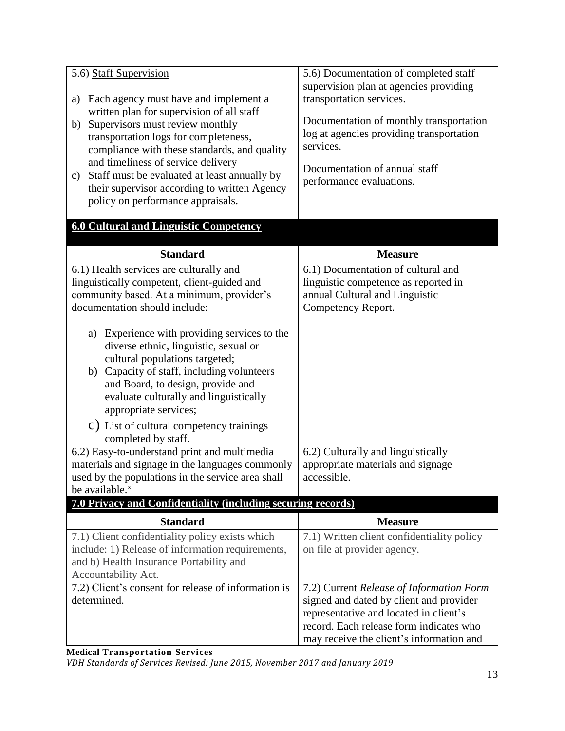| | |
|---|---|
| 5.6) Staff Supervision<br><br>a) Each agency must have and implement a written plan for supervision of all staff<br>b) Supervisors must review monthly transportation logs for completeness, compliance with these standards, and quality and timeliness of service delivery<br>c) Staff must be evaluated at least annually by their supervisor according to written Agency policy on performance appraisals. | 5.6) Documentation of completed staff supervision plan at agencies providing transportation services.<br><br>Documentation of monthly transportation log at agencies providing transportation services.<br><br>Documentation of annual staff performance evaluations. |

## 6.0 Cultural and Linguistic Competency

| Standard | Measure |
|---|---|
| 6.1) Health services are culturally and linguistically competent, client-guided and community based. At a minimum, provider's documentation should include:<br><br>a) Experience with providing services to the diverse ethnic, linguistic, sexual or cultural populations targeted;<br>b) Capacity of staff, including volunteers and Board, to design, provide and evaluate culturally and linguistically appropriate services;<br>c) List of cultural competency trainings completed by staff. | 6.1) Documentation of cultural and linguistic competence as reported in annual Cultural and Linguistic Competency Report. |
| 6.2) Easy-to-understand print and multimedia materials and signage in the languages commonly used by the populations in the service area shall be available.[xi] | 6.2) Culturally and linguistically appropriate materials and signage accessible. |

## 7.0 Privacy and Confidentiality (including securing records)

| Standard | Measure |
|---|---|
| 7.1) Client confidentiality policy exists which include: 1) Release of information requirements, and b) Health Insurance Portability and Accountability Act. | 7.1) Written client confidentiality policy on file at provider agency. |
| 7.2) Client's consent for release of information is determined. | 7.2) Current *Release of Information Form* signed and dated by client and provider representative and located in client's record. Each release form indicates who may receive the client's information and |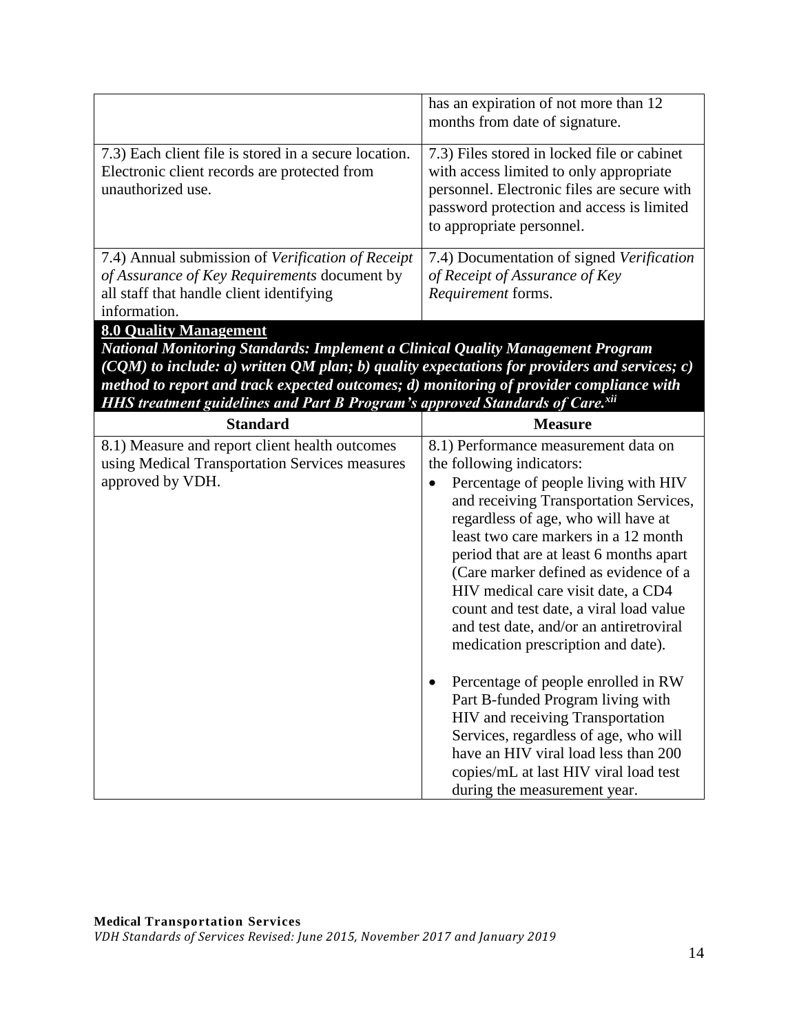| Standard | Measure |
|---|---|
| | has an expiration of not more than 12 months from date of signature. |
| 7.3) Each client file is stored in a secure location. Electronic client records are protected from unauthorized use. | 7.3) Files stored in locked file or cabinet with access limited to only appropriate personnel. Electronic files are secure with password protection and access is limited to appropriate personnel. |
| 7.4) Annual submission of *Verification of Receipt of Assurance of Key Requirements* document by all staff that handle client identifying information. | 7.4) Documentation of signed *Verification of Receipt of Assurance of Key Requirement* forms. |

**8.0 Quality Management**

***National Monitoring Standards: Implement a Clinical Quality Management Program (CQM) to include: a) written QM plan; b) quality expectations for providers and services; c) method to report and track expected outcomes; d) monitoring of provider compliance with HHS treatment guidelines and Part B Program's approved Standards of Care.[xii]***

| Standard | Measure |
|---|---|
| 8.1) Measure and report client health outcomes using Medical Transportation Services measures approved by VDH. | 8.1) Performance measurement data on the following indicators:<br>• Percentage of people living with HIV and receiving Transportation Services, regardless of age, who will have at least two care markers in a 12 month period that are at least 6 months apart (Care marker defined as evidence of a HIV medical care visit date, a CD4 count and test date, a viral load value and test date, and/or an antiretroviral medication prescription and date).<br>• Percentage of people enrolled in RW Part B-funded Program living with HIV and receiving Transportation Services, regardless of age, who will have an HIV viral load less than 200 copies/mL at last HIV viral load test during the measurement year. |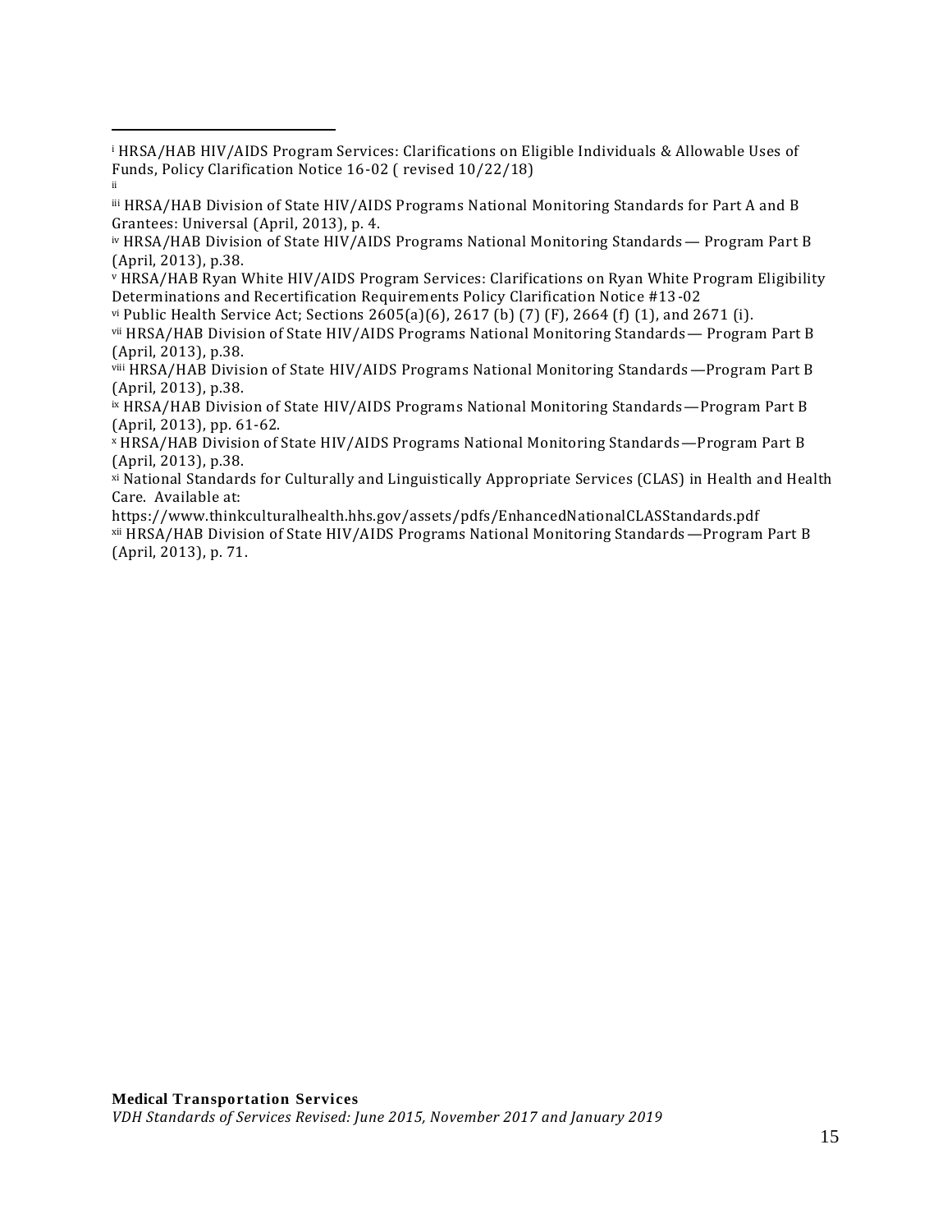---

[i] HRSA/HAB HIV/AIDS Program Services: Clarifications on Eligible Individuals & Allowable Uses of Funds, Policy Clarification Notice 16-02 ( revised 10/22/18)

[ii]

[iii] HRSA/HAB Division of State HIV/AIDS Programs National Monitoring Standards for Part A and B Grantees: Universal (April, 2013), p. 4.

[iv] HRSA/HAB Division of State HIV/AIDS Programs National Monitoring Standards — Program Part B (April, 2013), p.38.

[v] HRSA/HAB Ryan White HIV/AIDS Program Services: Clarifications on Ryan White Program Eligibility Determinations and Recertification Requirements Policy Clarification Notice #13-02

[vi] Public Health Service Act; Sections 2605(a)(6), 2617 (b) (7) (F), 2664 (f) (1), and 2671 (i).

[vii] HRSA/HAB Division of State HIV/AIDS Programs National Monitoring Standards — Program Part B (April, 2013), p.38.

[viii] HRSA/HAB Division of State HIV/AIDS Programs National Monitoring Standards —Program Part B (April, 2013), p.38.

[ix] HRSA/HAB Division of State HIV/AIDS Programs National Monitoring Standards —Program Part B (April, 2013), pp. 61-62.

[x] HRSA/HAB Division of State HIV/AIDS Programs National Monitoring Standards —Program Part B (April, 2013), p.38.

[xi] National Standards for Culturally and Linguistically Appropriate Services (CLAS) in Health and Health Care. Available at: https://www.thinkculturalhealth.hhs.gov/assets/pdfs/EnhancedNationalCLASStandards.pdf

[xii] HRSA/HAB Division of State HIV/AIDS Programs National Monitoring Standards —Program Part B (April, 2013), p. 71.